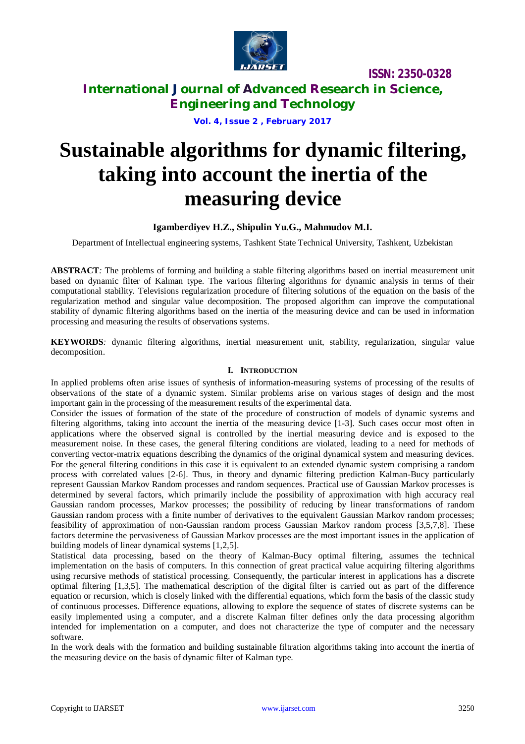# Sustainable algorithms for dynamic filtering, taking into account the inertia of the measuring device

**Igamberdiyev H.Z., Shipulin Yu.G., Mahmudov M.I.**

Department of Intellectual engineering systems, Tashkent State Technical University, Tashkent, Uzbekistan

**ABSTRACT***:* The problems of forming and building a stable filtering algorithms based on inertial measurement unit based on dynamic filter of Kalman type. The various filtering algorithms for dynamic analysis in terms of their computational stability. Televisions regularization procedure of filtering solutions of the equation on the basis of the regularization method and singular value decomposition. The proposed algorithm can improve the computational stability of dynamic filtering algorithms based on the inertia of the measuring device and can be used in information processing and measuring the results of observations systems.

**KEYWORDS***:* dynamic filtering algorithms, inertial measurement unit, stability, regularization, singular value decomposition.

## I. INTRODUCTION

In applied problems often arise issues of synthesis of information-measuring systems of processing of the results of observations of the state of a dynamic system. Similar problems arise on various stages of design and the most important gain in the processing of the measurement results of the experimental data.

Consider the issues of formation of the state of the procedure of construction of models of dynamic systems and filtering algorithms, taking into account the inertia of the measuring device [1-3]. Such cases occur most often in applications where the observed signal is controlled by the inertial measuring device and is exposed to the measurement noise. In these cases, the general filtering conditions are violated, leading to a need for methods of converting vector-matrix equations describing the dynamics of the original dynamical system and measuring devices. For the general filtering conditions in this case it is equivalent to an extended dynamic system comprising a random process with correlated values [2-6]. Thus, in theory and dynamic filtering prediction Kalman-Bucy particularly represent Gaussian Markov Random processes and random sequences. Practical use of Gaussian Markov processes is determined by several factors, which primarily include the possibility of approximation with high accuracy real Gaussian random processes, Markov processes; the possibility of reducing by linear transformations of random Gaussian random process with a finite number of derivatives to the equivalent Gaussian Markov random processes; feasibility of approximation of non-Gaussian random process Gaussian Markov random process [3,5,7,8]. These factors determine the pervasiveness of Gaussian Markov processes are the most important issues in the application of building models of linear dynamical systems [1,2,5].

Statistical data processing, based on the theory of Kalman-Bucy optimal filtering, assumes the technical implementation on the basis of computers. In this connection of great practical value acquiring filtering algorithms using recursive methods of statistical processing. Consequently, the particular interest in applications has a discrete optimal filtering [1,3,5]. The mathematical description of the digital filter is carried out as part of the difference equation or recursion, which is closely linked with the differential equations, which form the basis of the classic study of continuous processes. Difference equations, allowing to explore the sequence of states of discrete systems can be easily implemented using a computer, and a discrete Kalman filter defines only the data processing algorithm intended for implementation on a computer, and does not characterize the type of computer and the necessary software.

In the work deals with the formation and building sustainable filtration algorithms taking into account the inertia of the measuring device on the basis of dynamic filter of Kalman type.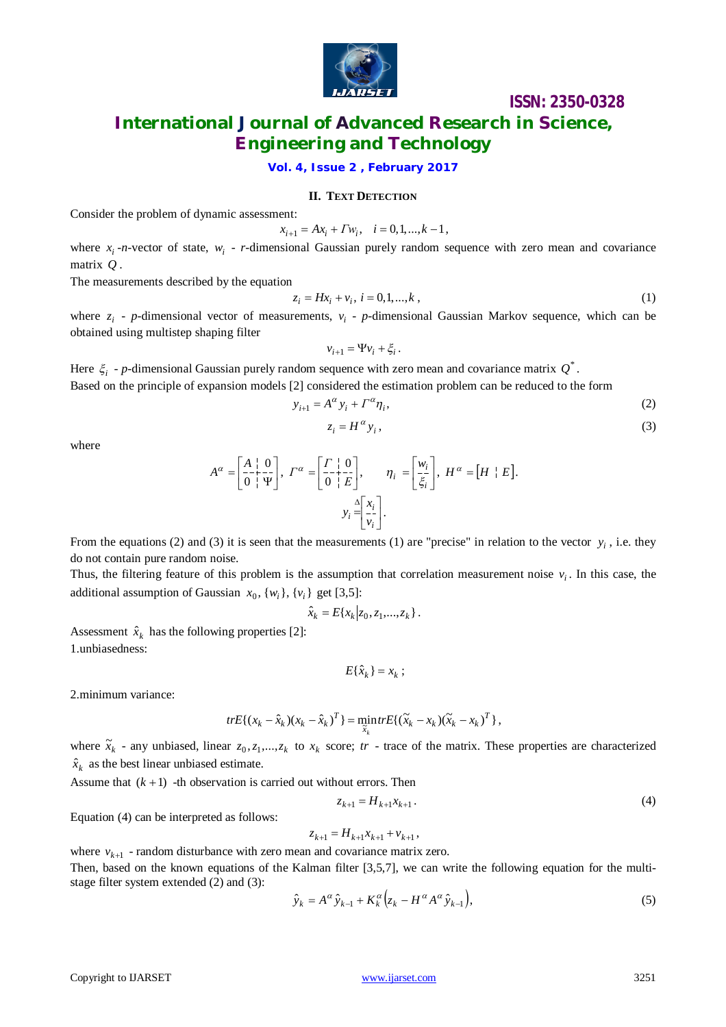## II. TEXT DETECTION

Consider the problem of dynamic assessment:

$$x_{i+1} = Ax_i + \Gamma w_i, \quad i = 0,1,...,k-1,$$

where $x_i$ -$n$-vector of state, $w_i$ - $r$-dimensional Gaussian purely random sequence with zero mean and covariance matrix $Q$.

The measurements described by the equation

$$z_i = Hx_i + v_i, \; i = 0,1,...,k, \tag{1}$$

where $z_i$ - $p$-dimensional vector of measurements, $v_i$ - $p$-dimensional Gaussian Markov sequence, which can be obtained using multistep shaping filter

$$v_{i+1} = \Psi v_i + \xi_i.$$

Here $\xi_i$ - $p$-dimensional Gaussian purely random sequence with zero mean and covariance matrix $Q^*$.

Based on the principle of expansion models [2] considered the estimation problem can be reduced to the form

$$y_{i+1} = A^{\alpha} y_i + \Gamma^{\alpha} \eta_i, \tag{2}$$

$$z_i = H^{\alpha} y_i, \tag{3}$$

where

$$A^{\alpha} = \left[\begin{array}{c:c} A & 0 \\ \hdashline 0 & \Psi \end{array}\right], \; \Gamma^{\alpha} = \left[\begin{array}{c:c} \Gamma & 0 \\ \hdashline 0 & E \end{array}\right], \qquad \eta_i = \left[\begin{array}{c} w_i \\ \hdashline \xi_i \end{array}\right], \; H^{\alpha} = \left[\begin{array}{c:c} H & E \end{array}\right].$$

$$y_i \overset{\Delta}{=} \left[\begin{array}{c} x_i \\ \hdashline v_i \end{array}\right].$$

From the equations (2) and (3) it is seen that the measurements (1) are "precise" in relation to the vector $y_i$, i.e. they do not contain pure random noise.

Thus, the filtering feature of this problem is the assumption that correlation measurement noise $v_i$. In this case, the additional assumption of Gaussian $x_0, \{w_i\}, \{v_i\}$ get [3,5]:

$$\hat{x}_k = E\{x_k | z_0, z_1, ..., z_k\}.$$

Assessment $\hat{x}_k$ has the following properties [2]:

1.unbiasedness:

$$E\{\hat{x}_k\} = x_k;$$

2.minimum variance:

$$trE\{(x_k - \hat{x}_k)(x_k - \hat{x}_k)^T\} = \min_{\tilde{x}_k} trE\{(\tilde{x}_k - x_k)(\tilde{x}_k - x_k)^T\},$$

where $\tilde{x}_k$ - any unbiased, linear $z_0, z_1, ..., z_k$ to $x_k$ score; $tr$ - trace of the matrix. These properties are characterized $\hat{x}_k$ as the best linear unbiased estimate.

Assume that $(k+1)$ -th observation is carried out without errors. Then

$$z_{k+1} = H_{k+1} x_{k+1}. \tag{4}$$

Equation (4) can be interpreted as follows:

$$z_{k+1} = H_{k+1} x_{k+1} + v_{k+1},$$

where $v_{k+1}$ - random disturbance with zero mean and covariance matrix zero.

Then, based on the known equations of the Kalman filter [3,5,7], we can write the following equation for the multi-stage filter system extended (2) and (3):

$$\hat{y}_k = A^{\alpha} \hat{y}_{k-1} + K_k^{\alpha}\left(z_k - H^{\alpha} A^{\alpha} \hat{y}_{k-1}\right), \tag{5}$$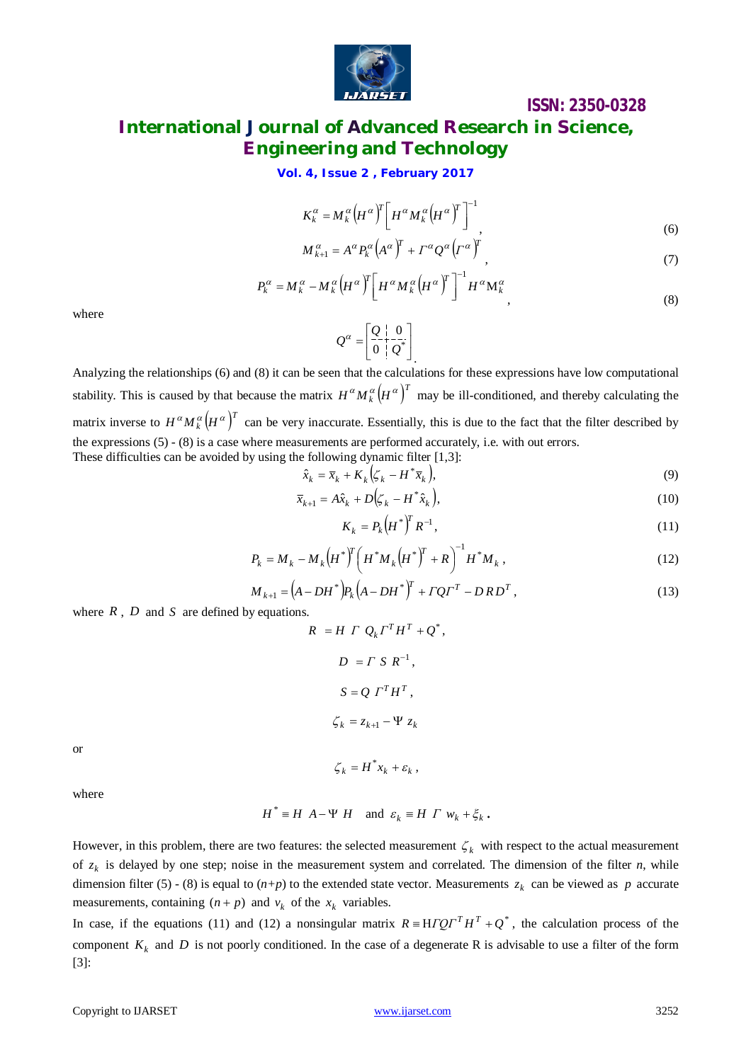$$K_k^\alpha = M_k^\alpha \left(H^\alpha\right)^T \left[H^\alpha M_k^\alpha \left(H^\alpha\right)^T\right]^{-1}, \tag{6}$$

$$M_{k+1}^\alpha = A^\alpha P_k^\alpha \left(A^\alpha\right)^T + \Gamma^\alpha Q^\alpha \left(\Gamma^\alpha\right)^T, \tag{7}$$

$$P_k^\alpha = M_k^\alpha - M_k^\alpha \left(H^\alpha\right)^T \left[H^\alpha M_k^\alpha \left(H^\alpha\right)^T\right]^{-1} H^\alpha M_k^\alpha, \tag{8}$$

where

$$Q^\alpha = \begin{bmatrix} Q & 0 \\ 0 & Q^* \end{bmatrix}.$$

Analyzing the relationships (6) and (8) it can be seen that the calculations for these expressions have low computational stability. This is caused by that because the matrix $H^\alpha M_k^\alpha \left(H^\alpha\right)^T$ may be ill-conditioned, and thereby calculating the matrix inverse to $H^\alpha M_k^\alpha \left(H^\alpha\right)^T$ can be very inaccurate. Essentially, this is due to the fact that the filter described by the expressions (5) - (8) is a case where measurements are performed accurately, i.e. with out errors.
These difficulties can be avoided by using the following dynamic filter [1,3]:

$$\hat{x}_k = \bar{x}_k + K_k\left(\zeta_k - H^* \bar{x}_k\right), \tag{9}$$

$$\bar{x}_{k+1} = A\hat{x}_k + D\left(\zeta_k - H^* \hat{x}_k\right), \tag{10}$$

$$K_k = P_k \left(H^*\right)^T R^{-1}, \tag{11}$$

$$P_k = M_k - M_k \left(H^*\right)^T \left(H^* M_k \left(H^*\right)^T + R\right)^{-1} H^* M_k, \tag{12}$$

$$M_{k+1} = \left(A - DH^*\right) P_k \left(A - DH^*\right)^T + \Gamma Q \Gamma^T - D R D^T, \tag{13}$$

where $R$, $D$ and $S$ are defined by equations.

$$R = H\ \Gamma\ Q_k \Gamma^T H^T + Q^*,$$

$$D = \Gamma\ S\ R^{-1},$$

$$S = Q\ \Gamma^T H^T,$$

$$\zeta_k = z_{k+1} - \Psi\ z_k$$

or

$$\zeta_k = H^* x_k + \varepsilon_k,$$

where

$$H^* \equiv H\ A - \Psi\ H \quad \text{and} \quad \varepsilon_k \equiv H\ \Gamma\ w_k + \xi_k.$$

However, in this problem, there are two features: the selected measurement $\zeta_k$ with respect to the actual measurement of $z_k$ is delayed by one step; noise in the measurement system and correlated. The dimension of the filter *n*, while dimension filter (5) - (8) is equal to (*n+p*) to the extended state vector. Measurements $z_k$ can be viewed as $p$ accurate measurements, containing $(n+p)$ and $v_k$ of the $x_k$ variables.

In case, if the equations (11) and (12) a nonsingular matrix $R \equiv H\Gamma Q \Gamma^T H^T + Q^*$, the calculation process of the component $K_k$ and $D$ is not poorly conditioned. In the case of a degenerate R is advisable to use a filter of the form [3]: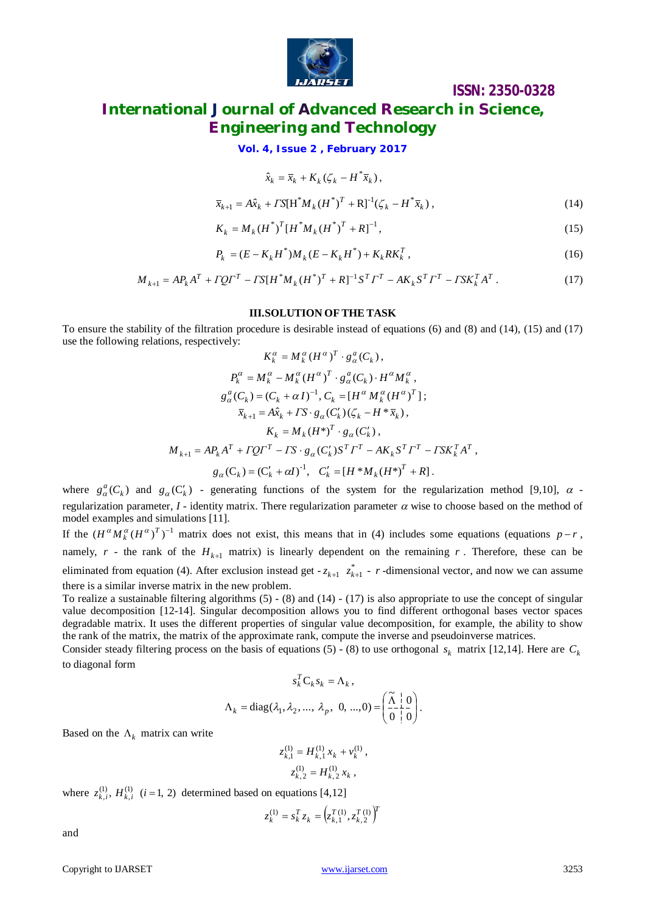$$\hat{x}_k = \bar{x}_k + K_k(\zeta_k - H^* \bar{x}_k),$$

$$\bar{x}_{k+1} = A\hat{x}_k + \Gamma S[\mathrm{H}^* M_k (H^*)^T + \mathrm{R}]^{-1}(\zeta_k - H^* \bar{x}_k), \tag{14}$$

$$K_k = M_k (H^*)^T [H^* M_k (H^*)^T + R]^{-1}, \tag{15}$$

$$P_k = (E - K_k H^*) M_k (E - K_k H^*) + K_k R K_k^T, \tag{16}$$

$$M_{k+1} = A P_k A^T + \Gamma Q \Gamma^T - \Gamma S [H^* M_k (H^*)^T + R]^{-1} S^T \Gamma^T - A K_k S^T \Gamma^T - \Gamma S K_k^T A^T. \tag{17}$$

## III. SOLUTION OF THE TASK

To ensure the stability of the filtration procedure is desirable instead of equations (6) and (8) and (14), (15) and (17) use the following relations, respectively:

$$K_k^\alpha = M_k^\alpha (H^\alpha)^T \cdot g_\alpha^a(C_k),$$

$$P_k^\alpha = M_k^\alpha - M_k^\alpha (H^\alpha)^T \cdot g_\alpha^a(C_k) \cdot H^\alpha M_k^\alpha,$$

$$g_\alpha^a(C_k) = (C_k + \alpha I)^{-1}, \; C_k = [H^\alpha M_k^\alpha (H^\alpha)^T];$$

$$\bar{x}_{k+1} = A\hat{x}_k + \Gamma S \cdot g_\alpha(C'_k)(\zeta_k - H^* \bar{x}_k),$$

$$K_k = M_k (H^*)^T \cdot g_\alpha(C'_k),$$

$$M_{k+1} = A P_k A^T + \Gamma Q \Gamma^T - \Gamma S \cdot g_\alpha(C'_k) S^T \Gamma^T - A K_k S^T \Gamma^T - \Gamma S K_k^T A^T,$$

$$g_\alpha(\mathrm{C}_k) = (\mathrm{C}'_k + \alpha I)^{-1}, \quad C'_k = [H^* M_k (H^*)^T + R].$$

where $g_\alpha^a(C_k)$ and $g_\alpha(\mathrm{C}'_k)$ - generating functions of the system for the regularization method [9,10], $\alpha$ - regularization parameter, $I$ - identity matrix. There regularization parameter $\alpha$ wise to choose based on the method of model examples and simulations [11].

If the $(H^\alpha M_k^\alpha (H^\alpha)^T)^{-1}$ matrix does not exist, this means that in (4) includes some equations (equations $p-r$, namely, $r$ - the rank of the $H_{k+1}$ matrix) is linearly dependent on the remaining $r$. Therefore, these can be eliminated from equation (4). After exclusion instead get - $z_{k+1}$ $z_{k+1}^*$ - $r$-dimensional vector, and now we can assume there is a similar inverse matrix in the new problem.

To realize a sustainable filtering algorithms (5) - (8) and (14) - (17) is also appropriate to use the concept of singular value decomposition [12-14]. Singular decomposition allows you to find different orthogonal bases vector spaces degradable matrix. It uses the different properties of singular value decomposition, for example, the ability to show the rank of the matrix, the matrix of the approximate rank, compute the inverse and pseudoinverse matrices.

Consider steady filtering process on the basis of equations (5) - (8) to use orthogonal $s_k$ matrix [12,14]. Here are $C_k$ to diagonal form

$$s_k^T \mathrm{C}_k s_k = \Lambda_k,$$

$$\Lambda_k = \mathrm{diag}(\lambda_1, \lambda_2, ..., \lambda_p, \; 0, ..., 0) = \begin{pmatrix} \tilde{\Lambda} & 0 \\ 0 & 0 \end{pmatrix}.$$

Based on the $\Lambda_k$ matrix can write

$$z_{k,1}^{(1)} = H_{k,1}^{(1)} x_k + v_k^{(1)},$$

$$z_{k,2}^{(1)} = H_{k,2}^{(1)} x_k,$$

where $z_{k,i}^{(1)}, \; H_{k,i}^{(1)} \; (i = 1, 2)$ determined based on equations [4,12]

$$z_k^{(1)} = s_k^T z_k = \left(z_{k,1}^{T\,(1)}, z_{k,2}^{T\,(1)}\right)^T$$

and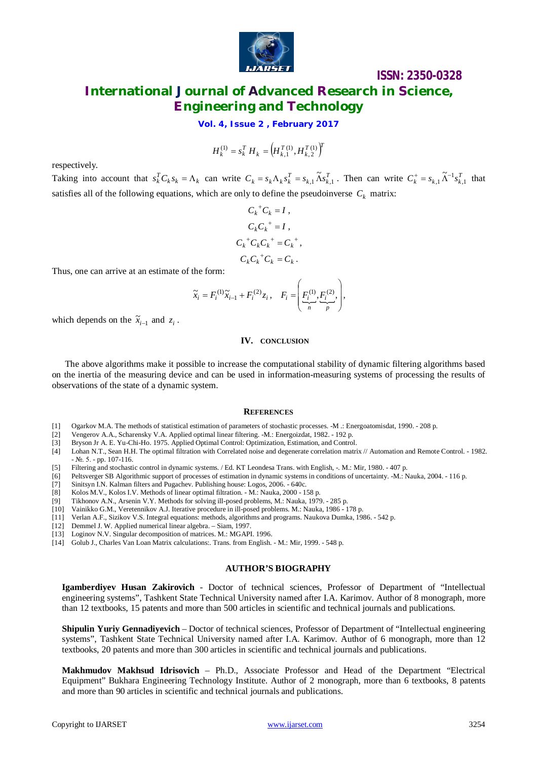$$H_k^{(1)} = s_k^T H_k = \left(H_{k,1}^{T(1)}, H_{k,2}^{T(1)}\right)^T$$

respectively.

Taking into account that $s_k^T C_k s_k = \Lambda_k$ can write $C_k = s_k \Lambda_k s_k^T = s_{k,1} \tilde{\Lambda} s_{k,1}^T$. Then can write $C_k^+ = s_{k,1} \tilde{\Lambda}^{-1} s_{k,1}^T$ that satisfies all of the following equations, which are only to define the pseudoinverse $C_k$ matrix:

$$C_k^+ C_k = I,$$

$$C_k C_k^+ = I,$$

$$C_k^+ C_k C_k^+ = C_k^+,$$

$$C_k C_k^+ C_k = C_k.$$

Thus, one can arrive at an estimate of the form:

$$\tilde{x}_i = F_i^{(1)} \tilde{x}_{i-1} + F_i^{(2)} z_i, \quad F_i = \left( \underbrace{F_i^{(1)}}_{n}, \underbrace{F_i^{(2)}}_{p}, \right),$$

which depends on the $\tilde{x}_{i-1}$ and $z_i$.

## IV. CONCLUSION

The above algorithms make it possible to increase the computational stability of dynamic filtering algorithms based on the inertia of the measuring device and can be used in information-measuring systems of processing the results of observations of the state of a dynamic system.

## REFERENCES

[1] Ogarkov M.A. The methods of statistical estimation of parameters of stochastic processes. -M .: Energoatomisdat, 1990. - 208 p.
[2] Vengerov A.A., Scharensky V.A. Applied optimal linear filtering. -M.: Energoizdat, 1982. - 192 p.
[3] Bryson Jr A. E. Yu-Chi-Ho. 1975. Applied Optimal Control: Optimization, Estimation, and Control.
[4] Lohan N.T., Sean H.H. The optimal filtration with Correlated noise and degenerate correlation matrix // Automation and Remote Control. - 1982. - № 5. - pp. 107-116.
[5] Filtering and stochastic control in dynamic systems. / Ed. KT Leondesa Trans. with English, -. M.: Mir, 1980. - 407 p.
[6] Peltsverger SB Algorithmic support of processes of estimation in dynamic systems in conditions of uncertainty. -M.: Nauka, 2004. - 116 p.
[7] Sinitsyn I.N. Kalman filters and Pugachev. Publishing house: Logos, 2006. - 640c.
[8] Kolos M.V., Kolos I.V. Methods of linear optimal filtration. - M.: Nauka, 2000 - 158 p.
[9] Tikhonov A.N., Arsenin V.Y. Methods for solving ill-posed problems, M.: Nauka, 1979. - 285 p.
[10] Vainikko G.M., Veretennikov A.J. Iterative procedure in ill-posed problems. M.: Nauka, 1986 - 178 p.
[11] Verlan A.F., Sizikov V.S. Integral equations: methods, algorithms and programs. Naukova Dumka, 1986. - 542 p.
[12] Demmel J. W. Applied numerical linear algebra. – Siam, 1997.
[13] Loginov N.V. Singular decomposition of matrices. M.: MGAPI. 1996.
[14] Golub J., Charles Van Loan Matrix calculations:. Trans. from English. - M.: Mir, 1999. - 548 p.

## AUTHOR'S BIOGRAPHY

**Igamberdiyev Husan Zakirovich** - Doctor of technical sciences, Professor of Department of "Intellectual engineering systems", Tashkent State Technical University named after I.A. Karimov. Author of 8 monograph, more than 12 textbooks, 15 patents and more than 500 articles in scientific and technical journals and publications.

**Shipulin Yuriy Gennadiyevich** – Doctor of technical sciences, Professor of Department of "Intellectual engineering systems", Tashkent State Technical University named after I.A. Karimov. Author of 6 monograph, more than 12 textbooks, 20 patents and more than 300 articles in scientific and technical journals and publications.

**Makhmudov Makhsud Idrisovich** – Ph.D., Associate Professor and Head of the Department "Electrical Equipment" Bukhara Engineering Technology Institute. Author of 2 monograph, more than 6 textbooks, 8 patents and more than 90 articles in scientific and technical journals and publications.